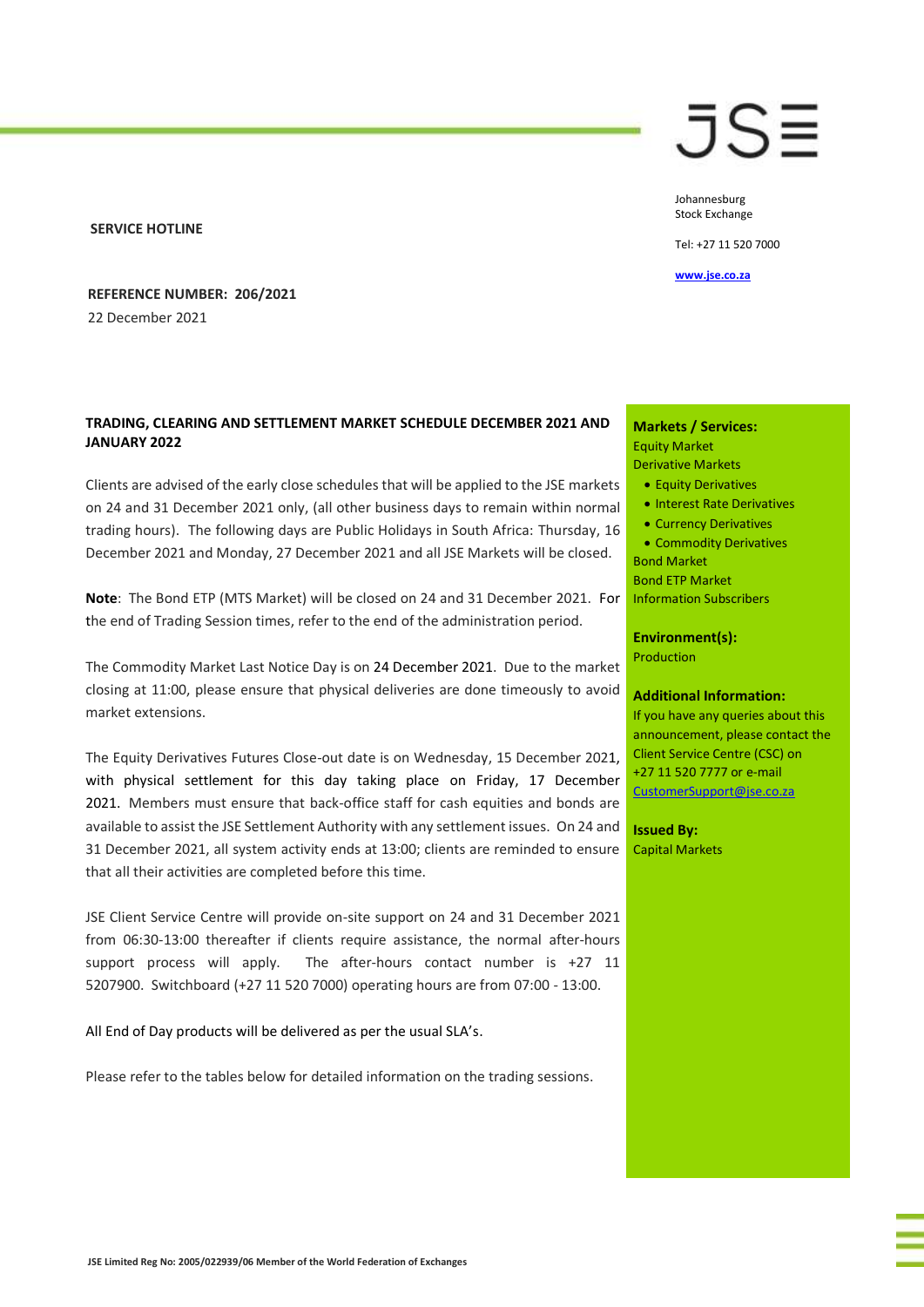JSE

Johannesburg
Stock Exchange

Tel: +27 11 520 7000

www.jse.co.za

**SERVICE HOTLINE**

**REFERENCE NUMBER: 206/2021**

22 December 2021

**TRADING, CLEARING AND SETTLEMENT MARKET SCHEDULE DECEMBER 2021 AND JANUARY 2022**

Clients are advised of the early close schedules that will be applied to the JSE markets on 24 and 31 December 2021 only, (all other business days to remain within normal trading hours). The following days are Public Holidays in South Africa: Thursday, 16 December 2021 and Monday, 27 December 2021 and all JSE Markets will be closed.

**Note**: The Bond ETP (MTS Market) will be closed on 24 and 31 December 2021. For the end of Trading Session times, refer to the end of the administration period.

The Commodity Market Last Notice Day is on 24 December 2021. Due to the market closing at 11:00, please ensure that physical deliveries are done timeously to avoid market extensions.

The Equity Derivatives Futures Close-out date is on Wednesday, 15 December 2021, with physical settlement for this day taking place on Friday, 17 December 2021. Members must ensure that back-office staff for cash equities and bonds are available to assist the JSE Settlement Authority with any settlement issues. On 24 and 31 December 2021, all system activity ends at 13:00; clients are reminded to ensure that all their activities are completed before this time.

JSE Client Service Centre will provide on-site support on 24 and 31 December 2021 from 06:30-13:00 thereafter if clients require assistance, the normal after-hours support process will apply. The after-hours contact number is +27 11 5207900. Switchboard (+27 11 520 7000) operating hours are from 07:00 - 13:00.

All End of Day products will be delivered as per the usual SLA's.

Please refer to the tables below for detailed information on the trading sessions.

**Markets / Services:**

Equity Market

Derivative Markets

- Equity Derivatives
- Interest Rate Derivatives
- Currency Derivatives
- Commodity Derivatives

Bond Market

Bond ETP Market

Information Subscribers

**Environment(s):**

Production

**Additional Information:**

If you have any queries about this announcement, please contact the Client Service Centre (CSC) on +27 11 520 7777 or e-mail CustomerSupport@jse.co.za

**Issued By:**

Capital Markets

JSE Limited Reg No: 2005/022939/06 Member of the World Federation of Exchanges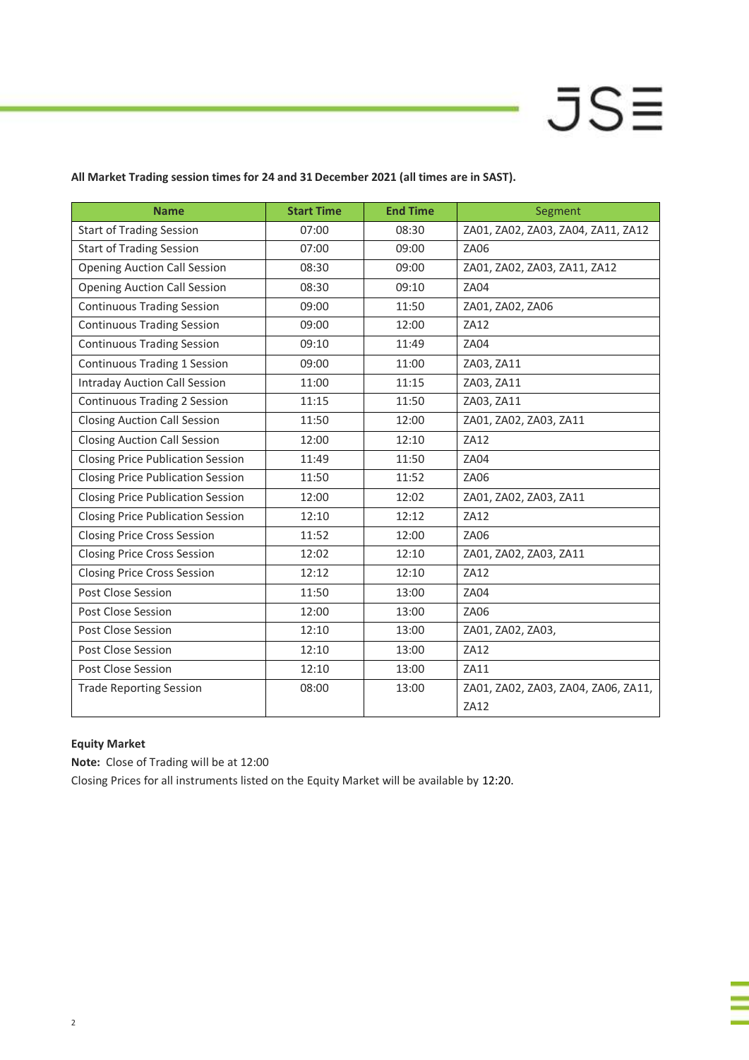**All Market Trading session times for 24 and 31 December 2021 (all times are in SAST).**

| Name | Start Time | End Time | Segment |
|---|---|---|---|
| Start of Trading Session | 07:00 | 08:30 | ZA01, ZA02, ZA03, ZA04, ZA11, ZA12 |
| Start of Trading Session | 07:00 | 09:00 | ZA06 |
| Opening Auction Call Session | 08:30 | 09:00 | ZA01, ZA02, ZA03, ZA11, ZA12 |
| Opening Auction Call Session | 08:30 | 09:10 | ZA04 |
| Continuous Trading Session | 09:00 | 11:50 | ZA01, ZA02, ZA06 |
| Continuous Trading Session | 09:00 | 12:00 | ZA12 |
| Continuous Trading Session | 09:10 | 11:49 | ZA04 |
| Continuous Trading 1 Session | 09:00 | 11:00 | ZA03, ZA11 |
| Intraday Auction Call Session | 11:00 | 11:15 | ZA03, ZA11 |
| Continuous Trading 2 Session | 11:15 | 11:50 | ZA03, ZA11 |
| Closing Auction Call Session | 11:50 | 12:00 | ZA01, ZA02, ZA03, ZA11 |
| Closing Auction Call Session | 12:00 | 12:10 | ZA12 |
| Closing Price Publication Session | 11:49 | 11:50 | ZA04 |
| Closing Price Publication Session | 11:50 | 11:52 | ZA06 |
| Closing Price Publication Session | 12:00 | 12:02 | ZA01, ZA02, ZA03, ZA11 |
| Closing Price Publication Session | 12:10 | 12:12 | ZA12 |
| Closing Price Cross Session | 11:52 | 12:00 | ZA06 |
| Closing Price Cross Session | 12:02 | 12:10 | ZA01, ZA02, ZA03, ZA11 |
| Closing Price Cross Session | 12:12 | 12:10 | ZA12 |
| Post Close Session | 11:50 | 13:00 | ZA04 |
| Post Close Session | 12:00 | 13:00 | ZA06 |
| Post Close Session | 12:10 | 13:00 | ZA01, ZA02, ZA03, |
| Post Close Session | 12:10 | 13:00 | ZA12 |
| Post Close Session | 12:10 | 13:00 | ZA11 |
| Trade Reporting Session | 08:00 | 13:00 | ZA01, ZA02, ZA03, ZA04, ZA06, ZA11, ZA12 |

**Equity Market**

**Note:** Close of Trading will be at 12:00

Closing Prices for all instruments listed on the Equity Market will be available by 12:20.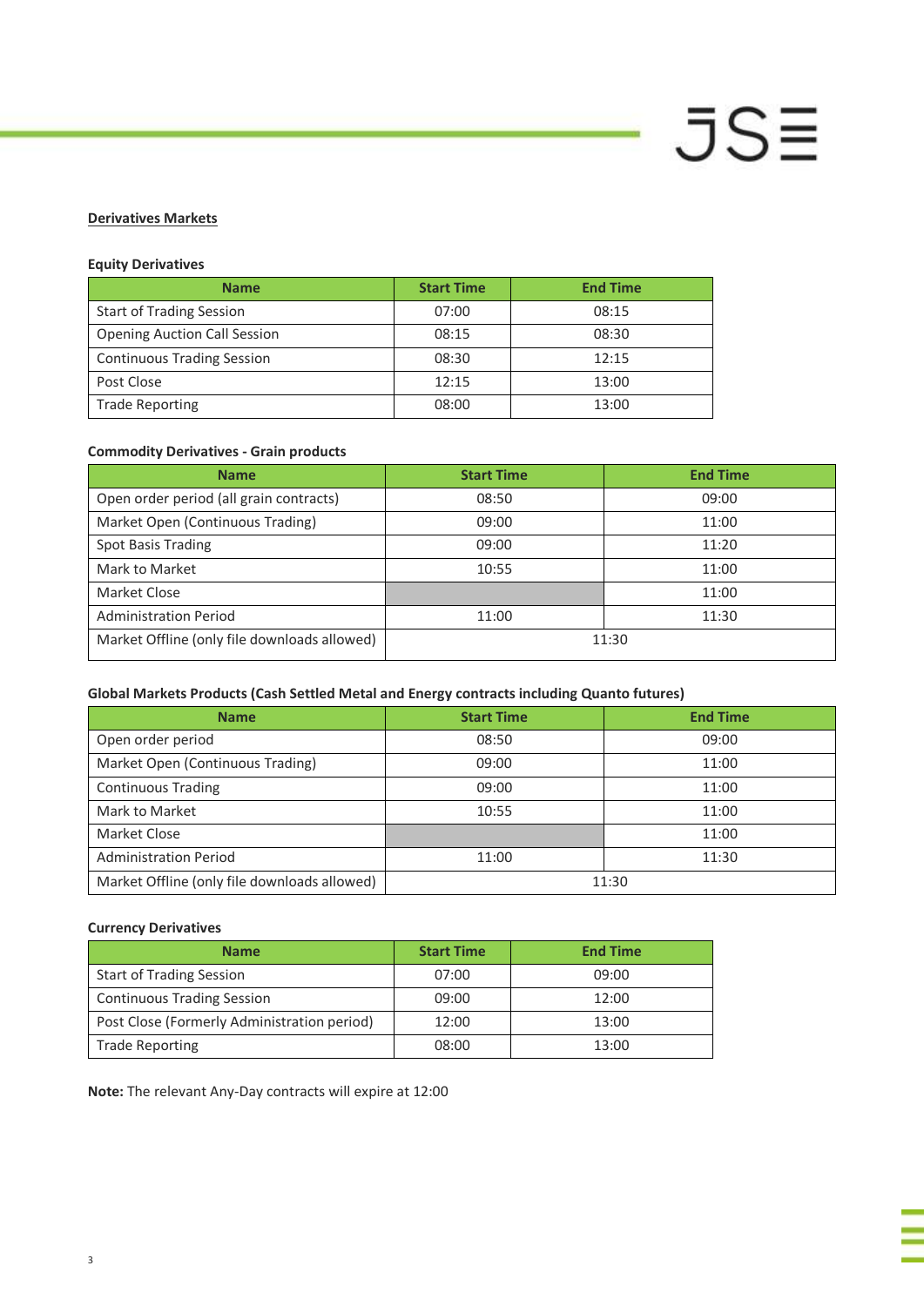## Derivatives Markets

### Equity Derivatives

| Name | Start Time | End Time |
|---|---|---|
| Start of Trading Session | 07:00 | 08:15 |
| Opening Auction Call Session | 08:15 | 08:30 |
| Continuous Trading Session | 08:30 | 12:15 |
| Post Close | 12:15 | 13:00 |
| Trade Reporting | 08:00 | 13:00 |

### Commodity Derivatives - Grain products

| Name | Start Time | End Time |
|---|---|---|
| Open order period (all grain contracts) | 08:50 | 09:00 |
| Market Open (Continuous Trading) | 09:00 | 11:00 |
| Spot Basis Trading | 09:00 | 11:20 |
| Mark to Market | 10:55 | 11:00 |
| Market Close | | 11:00 |
| Administration Period | 11:00 | 11:30 |
| Market Offline (only file downloads allowed) | 11:30 | |

### Global Markets Products (Cash Settled Metal and Energy contracts including Quanto futures)

| Name | Start Time | End Time |
|---|---|---|
| Open order period | 08:50 | 09:00 |
| Market Open (Continuous Trading) | 09:00 | 11:00 |
| Continuous Trading | 09:00 | 11:00 |
| Mark to Market | 10:55 | 11:00 |
| Market Close | | 11:00 |
| Administration Period | 11:00 | 11:30 |
| Market Offline (only file downloads allowed) | 11:30 | |

### Currency Derivatives

| Name | Start Time | End Time |
|---|---|---|
| Start of Trading Session | 07:00 | 09:00 |
| Continuous Trading Session | 09:00 | 12:00 |
| Post Close (Formerly Administration period) | 12:00 | 13:00 |
| Trade Reporting | 08:00 | 13:00 |

**Note:** The relevant Any-Day contracts will expire at 12:00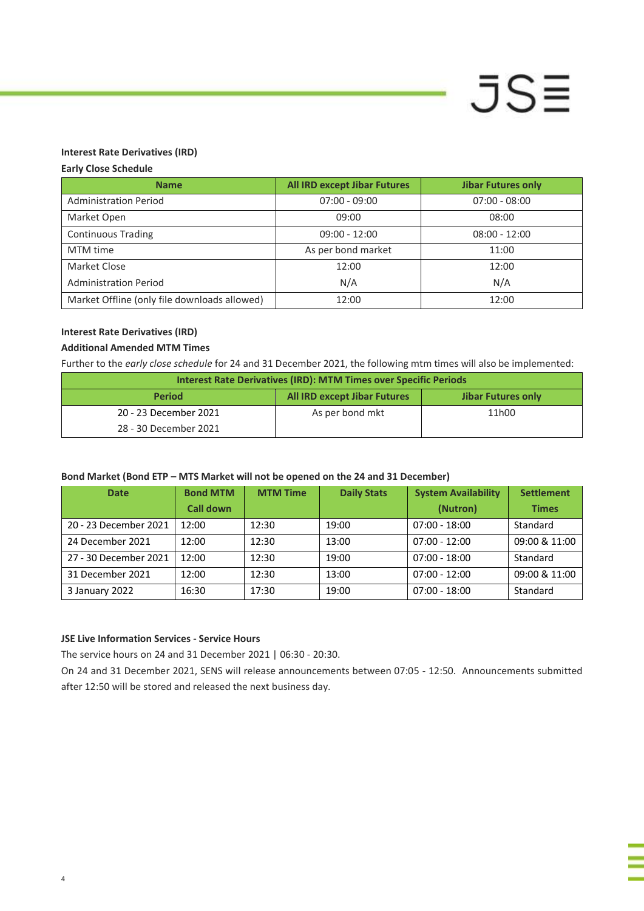**Interest Rate Derivatives (IRD)**

**Early Close Schedule**

| Name | All IRD except Jibar Futures | Jibar Futures only |
|---|---|---|
| Administration Period | 07:00 - 09:00 | 07:00 - 08:00 |
| Market Open | 09:00 | 08:00 |
| Continuous Trading | 09:00 - 12:00 | 08:00 - 12:00 |
| MTM time | As per bond market | 11:00 |
| Market Close | 12:00 | 12:00 |
| Administration Period | N/A | N/A |
| Market Offline (only file downloads allowed) | 12:00 | 12:00 |

**Interest Rate Derivatives (IRD)**

**Additional Amended MTM Times**

Further to the *early close schedule* for 24 and 31 December 2021, the following mtm times will also be implemented:

| Interest Rate Derivatives (IRD): MTM Times over Specific Periods | | |
|---|---|---|
| **Period** | **All IRD except Jibar Futures** | **Jibar Futures only** |
| 20 - 23 December 2021<br>28 - 30 December 2021 | As per bond mkt | 11h00 |

**Bond Market (Bond ETP – MTS Market will not be opened on the 24 and 31 December)**

| Date | Bond MTM Call down | MTM Time | Daily Stats | System Availability (Nutron) | Settlement Times |
|---|---|---|---|---|---|
| 20 - 23 December 2021 | 12:00 | 12:30 | 19:00 | 07:00 - 18:00 | Standard |
| 24 December 2021 | 12:00 | 12:30 | 13:00 | 07:00 - 12:00 | 09:00 & 11:00 |
| 27 - 30 December 2021 | 12:00 | 12:30 | 19:00 | 07:00 - 18:00 | Standard |
| 31 December 2021 | 12:00 | 12:30 | 13:00 | 07:00 - 12:00 | 09:00 & 11:00 |
| 3 January 2022 | 16:30 | 17:30 | 19:00 | 07:00 - 18:00 | Standard |

**JSE Live Information Services - Service Hours**

The service hours on 24 and 31 December 2021 | 06:30 - 20:30.

On 24 and 31 December 2021, SENS will release announcements between 07:05 - 12:50. Announcements submitted after 12:50 will be stored and released the next business day.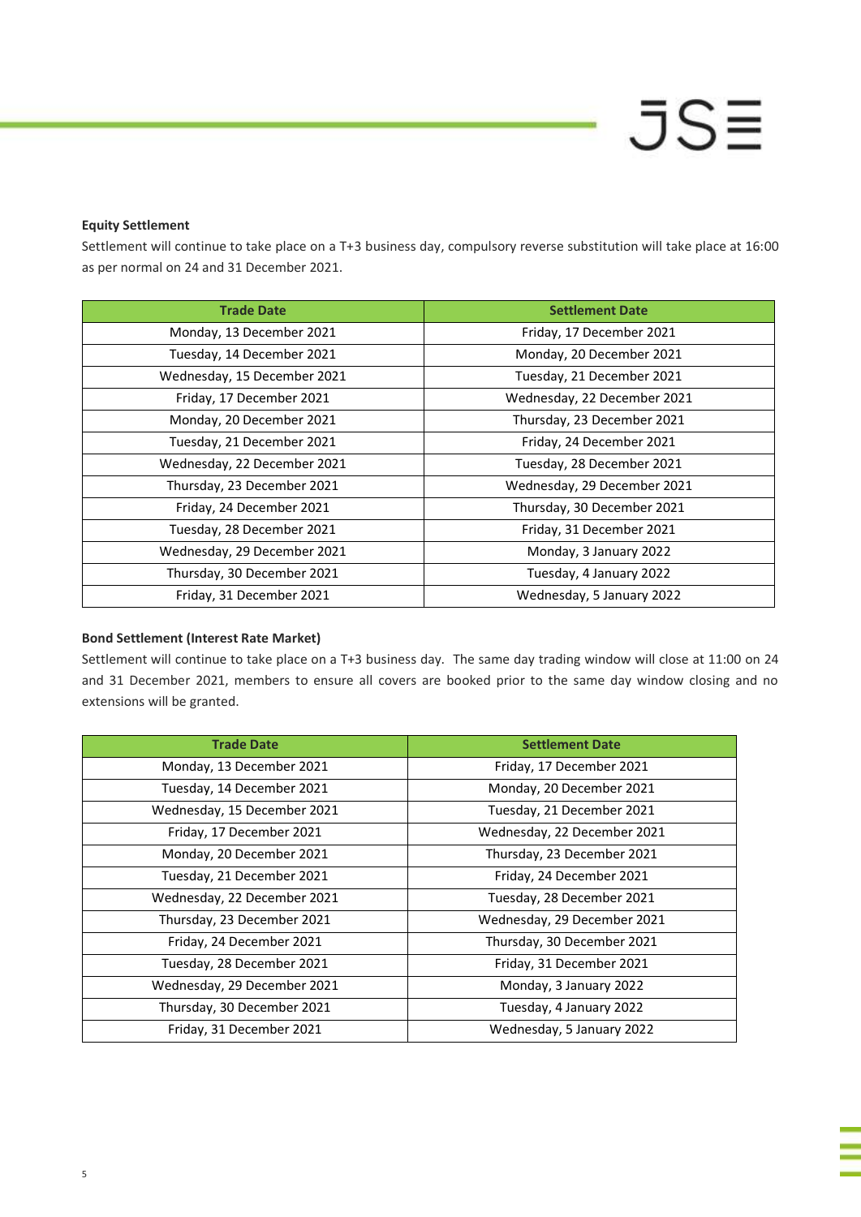**Equity Settlement**

Settlement will continue to take place on a T+3 business day, compulsory reverse substitution will take place at 16:00 as per normal on 24 and 31 December 2021.

| Trade Date | Settlement Date |
|---|---|
| Monday, 13 December 2021 | Friday, 17 December 2021 |
| Tuesday, 14 December 2021 | Monday, 20 December 2021 |
| Wednesday, 15 December 2021 | Tuesday, 21 December 2021 |
| Friday, 17 December 2021 | Wednesday, 22 December 2021 |
| Monday, 20 December 2021 | Thursday, 23 December 2021 |
| Tuesday, 21 December 2021 | Friday, 24 December 2021 |
| Wednesday, 22 December 2021 | Tuesday, 28 December 2021 |
| Thursday, 23 December 2021 | Wednesday, 29 December 2021 |
| Friday, 24 December 2021 | Thursday, 30 December 2021 |
| Tuesday, 28 December 2021 | Friday, 31 December 2021 |
| Wednesday, 29 December 2021 | Monday, 3 January 2022 |
| Thursday, 30 December 2021 | Tuesday, 4 January 2022 |
| Friday, 31 December 2021 | Wednesday, 5 January 2022 |

**Bond Settlement (Interest Rate Market)**

Settlement will continue to take place on a T+3 business day. The same day trading window will close at 11:00 on 24 and 31 December 2021, members to ensure all covers are booked prior to the same day window closing and no extensions will be granted.

| Trade Date | Settlement Date |
|---|---|
| Monday, 13 December 2021 | Friday, 17 December 2021 |
| Tuesday, 14 December 2021 | Monday, 20 December 2021 |
| Wednesday, 15 December 2021 | Tuesday, 21 December 2021 |
| Friday, 17 December 2021 | Wednesday, 22 December 2021 |
| Monday, 20 December 2021 | Thursday, 23 December 2021 |
| Tuesday, 21 December 2021 | Friday, 24 December 2021 |
| Wednesday, 22 December 2021 | Tuesday, 28 December 2021 |
| Thursday, 23 December 2021 | Wednesday, 29 December 2021 |
| Friday, 24 December 2021 | Thursday, 30 December 2021 |
| Tuesday, 28 December 2021 | Friday, 31 December 2021 |
| Wednesday, 29 December 2021 | Monday, 3 January 2022 |
| Thursday, 30 December 2021 | Tuesday, 4 January 2022 |
| Friday, 31 December 2021 | Wednesday, 5 January 2022 |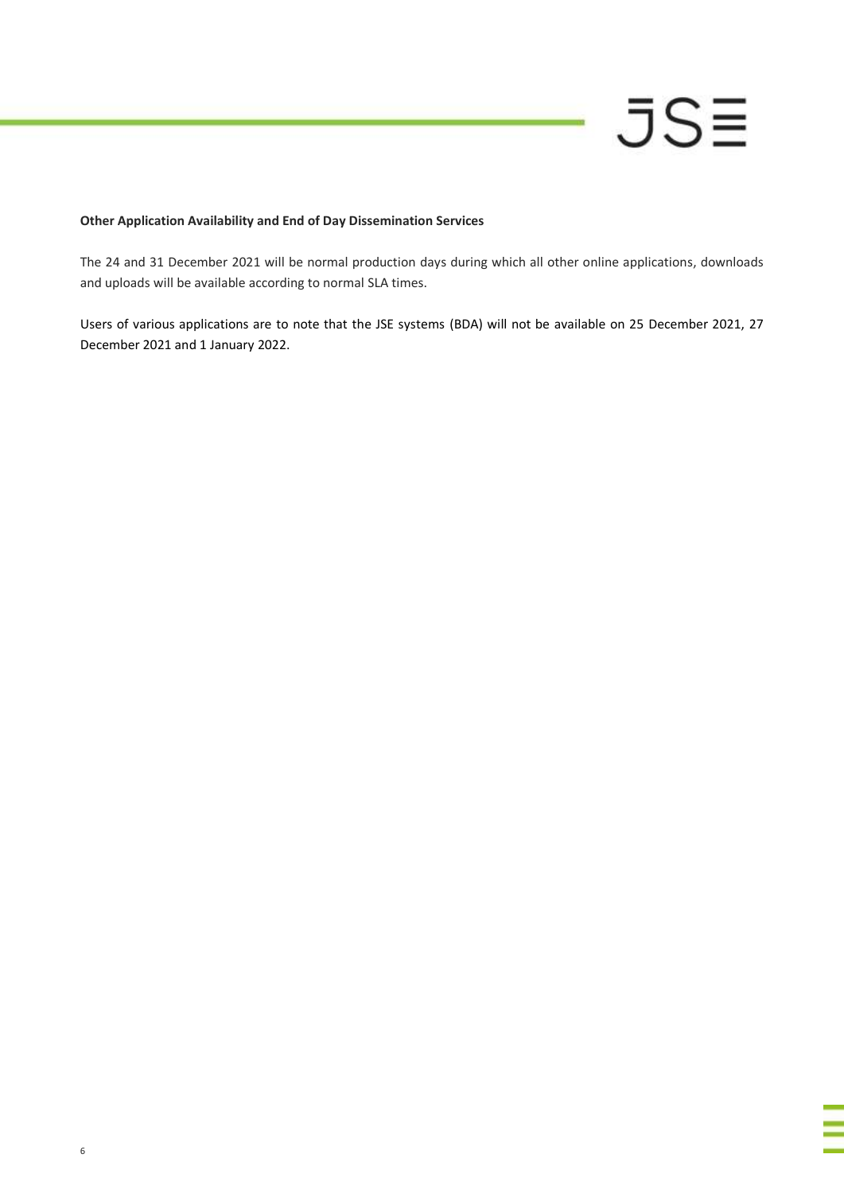**Other Application Availability and End of Day Dissemination Services**

The 24 and 31 December 2021 will be normal production days during which all other online applications, downloads and uploads will be available according to normal SLA times.

Users of various applications are to note that the JSE systems (BDA) will not be available on 25 December 2021, 27 December 2021 and 1 January 2022.